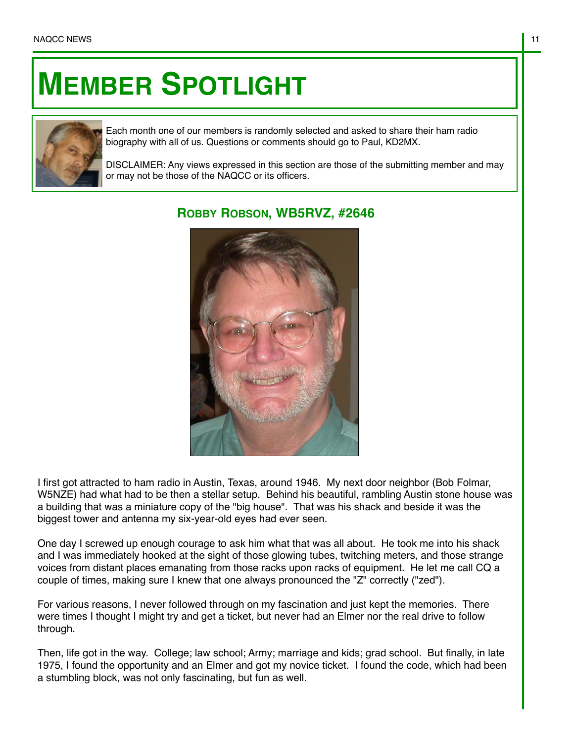# MEMBER SPOTLIGHT

Each month one of our members is randomly selected and asked to share their ham radio biography with all of us. Questions or comments should go to Paul, KD2MX.

DISCLAIMER: Any views expressed in this section are those of the submitting member and may or may not be those of the NAQCC or its officers.

## ROBBY ROBSON, WB5RVZ, #2646

I first got attracted to ham radio in Austin, Texas, around 1946. My next door neighbor (Bob Folmar, W5NZE) had what had to be then a stellar setup. Behind his beautiful, rambling Austin stone house was a building that was a miniature copy of the "big house". That was his shack and beside it was the biggest tower and antenna my six-year-old eyes had ever seen.

One day I screwed up enough courage to ask him what that was all about. He took me into his shack and I was immediately hooked at the sight of those glowing tubes, twitching meters, and those strange voices from distant places emanating from those racks upon racks of equipment. He let me call CQ a couple of times, making sure I knew that one always pronounced the "Z" correctly ("zed").

For various reasons, I never followed through on my fascination and just kept the memories. There were times I thought I might try and get a ticket, but never had an Elmer nor the real drive to follow through.

Then, life got in the way. College; law school; Army; marriage and kids; grad school. But finally, in late 1975, I found the opportunity and an Elmer and got my novice ticket. I found the code, which had been a stumbling block, was not only fascinating, but fun as well.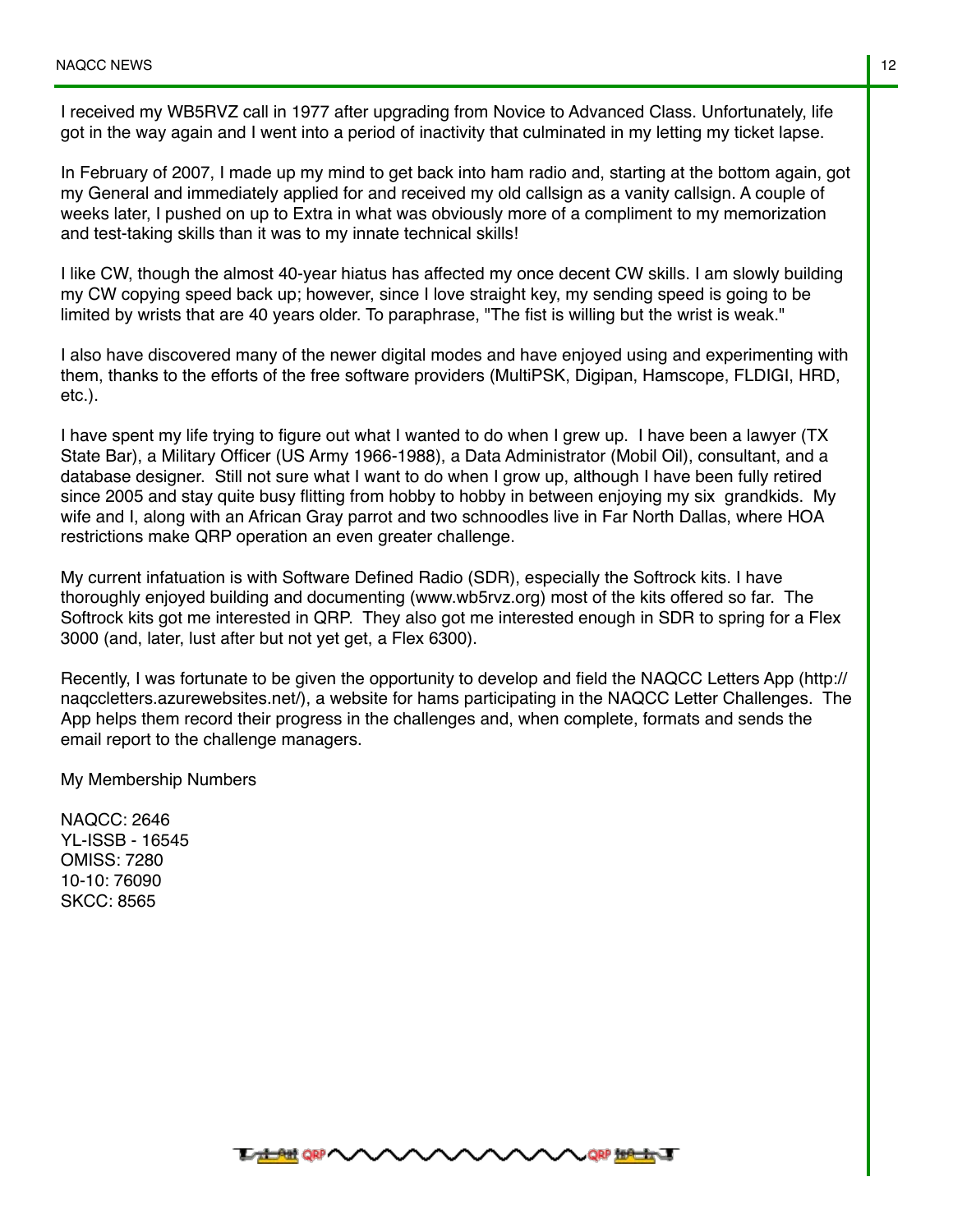I received my WB5RVZ call in 1977 after upgrading from Novice to Advanced Class. Unfortunately, life got in the way again and I went into a period of inactivity that culminated in my letting my ticket lapse.

In February of 2007, I made up my mind to get back into ham radio and, starting at the bottom again, got my General and immediately applied for and received my old callsign as a vanity callsign. A couple of weeks later, I pushed on up to Extra in what was obviously more of a compliment to my memorization and test-taking skills than it was to my innate technical skills!

I like CW, though the almost 40-year hiatus has affected my once decent CW skills. I am slowly building my CW copying speed back up; however, since I love straight key, my sending speed is going to be limited by wrists that are 40 years older. To paraphrase, "The fist is willing but the wrist is weak."

I also have discovered many of the newer digital modes and have enjoyed using and experimenting with them, thanks to the efforts of the free software providers (MultiPSK, Digipan, Hamscope, FLDIGI, HRD, etc.).

I have spent my life trying to figure out what I wanted to do when I grew up. I have been a lawyer (TX State Bar), a Military Officer (US Army 1966-1988), a Data Administrator (Mobil Oil), consultant, and a database designer. Still not sure what I want to do when I grow up, although I have been fully retired since 2005 and stay quite busy flitting from hobby to hobby in between enjoying my six grandkids. My wife and I, along with an African Gray parrot and two schnoodles live in Far North Dallas, where HOA restrictions make QRP operation an even greater challenge.

My current infatuation is with Software Defined Radio (SDR), especially the Softrock kits. I have thoroughly enjoyed building and documenting (www.wb5rvz.org) most of the kits offered so far. The Softrock kits got me interested in QRP. They also got me interested enough in SDR to spring for a Flex 3000 (and, later, lust after but not yet get, a Flex 6300).

Recently, I was fortunate to be given the opportunity to develop and field the NAQCC Letters App (http://naqccletters.azurewebsites.net/), a website for hams participating in the NAQCC Letter Challenges. The App helps them record their progress in the challenges and, when complete, formats and sends the email report to the challenge managers.

My Membership Numbers

NAQCC: 2646
YL-ISSB - 16545
OMISS: 7280
10-10: 76090
SKCC: 8565